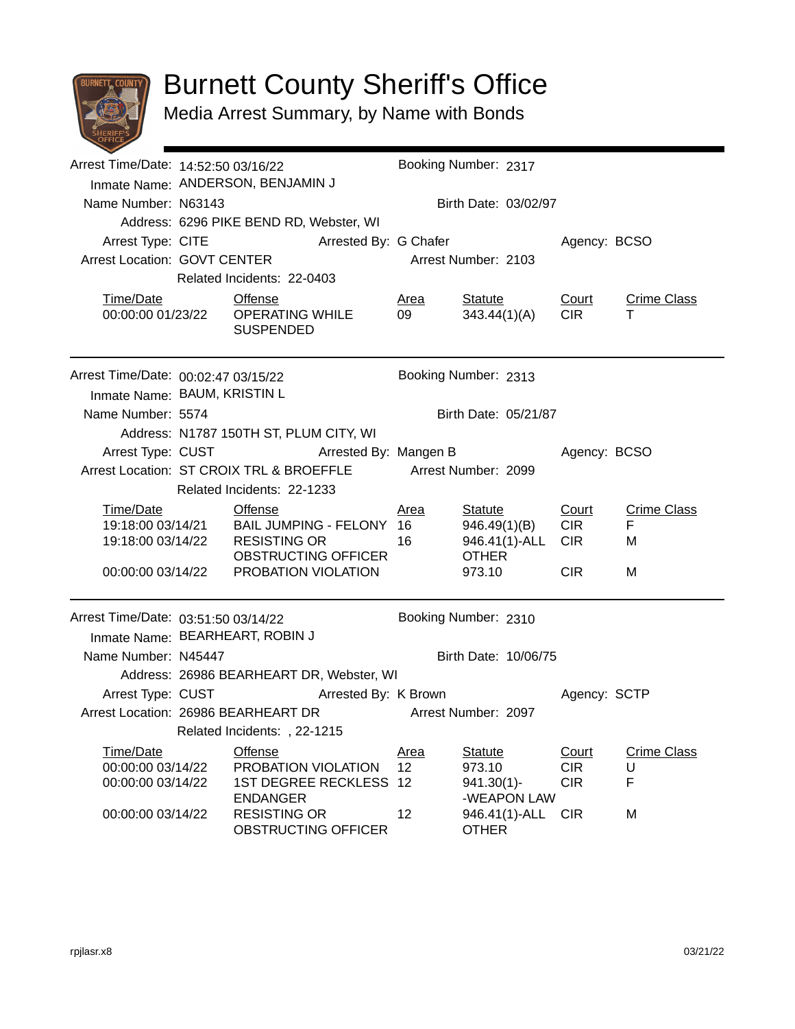# Burnett County Sheriff's Office

## Media Arrest Summary, by Name with Bonds

---

Arrest Time/Date: 14:52:50 03/16/22 — Booking Number: 2317

Inmate Name: ANDERSON, BENJAMIN J

Name Number: N63143 — Birth Date: 03/02/97

Address: 6296 PIKE BEND RD, Webster, WI

Arrest Type: CITE — Arrested By: G Chafer — Agency: BCSO

Arrest Location: GOVT CENTER — Arrest Number: 2103

Related Incidents: 22-0403

| Time/Date | Offense | Area | Statute | Court | Crime Class |
|---|---|---|---|---|---|
| 00:00:00 01/23/22 | OPERATING WHILE SUSPENDED | 09 | 343.44(1)(A) | CIR | T |

---

Arrest Time/Date: 00:02:47 03/15/22 — Booking Number: 2313

Inmate Name: BAUM, KRISTIN L

Name Number: 5574 — Birth Date: 05/21/87

Address: N1787 150TH ST, PLUM CITY, WI

Arrest Type: CUST — Arrested By: Mangen B — Agency: BCSO

Arrest Location: ST CROIX TRL & BROEFFLE — Arrest Number: 2099

Related Incidents: 22-1233

| Time/Date | Offense | Area | Statute | Court | Crime Class |
|---|---|---|---|---|---|
| 19:18:00 03/14/21 | BAIL JUMPING - FELONY | 16 | 946.49(1)(B) | CIR | F |
| 19:18:00 03/14/22 | RESISTING OR OBSTRUCTING OFFICER | 16 | 946.41(1)-ALL OTHER | CIR | M |
| 00:00:00 03/14/22 | PROBATION VIOLATION | | 973.10 | CIR | M |

---

Arrest Time/Date: 03:51:50 03/14/22 — Booking Number: 2310

Inmate Name: BEARHEART, ROBIN J

Name Number: N45447 — Birth Date: 10/06/75

Address: 26986 BEARHEART DR, Webster, WI

Arrest Type: CUST — Arrested By: K Brown — Agency: SCTP

Arrest Location: 26986 BEARHEART DR — Arrest Number: 2097

Related Incidents: , 22-1215

| Time/Date | Offense | Area | Statute | Court | Crime Class |
|---|---|---|---|---|---|
| 00:00:00 03/14/22 | PROBATION VIOLATION | 12 | 973.10 | CIR | U |
| 00:00:00 03/14/22 | 1ST DEGREE RECKLESS ENDANGER | 12 | 941.30(1)--WEAPON LAW | CIR | F |
| 00:00:00 03/14/22 | RESISTING OR OBSTRUCTING OFFICER | 12 | 946.41(1)-ALL OTHER | CIR | M |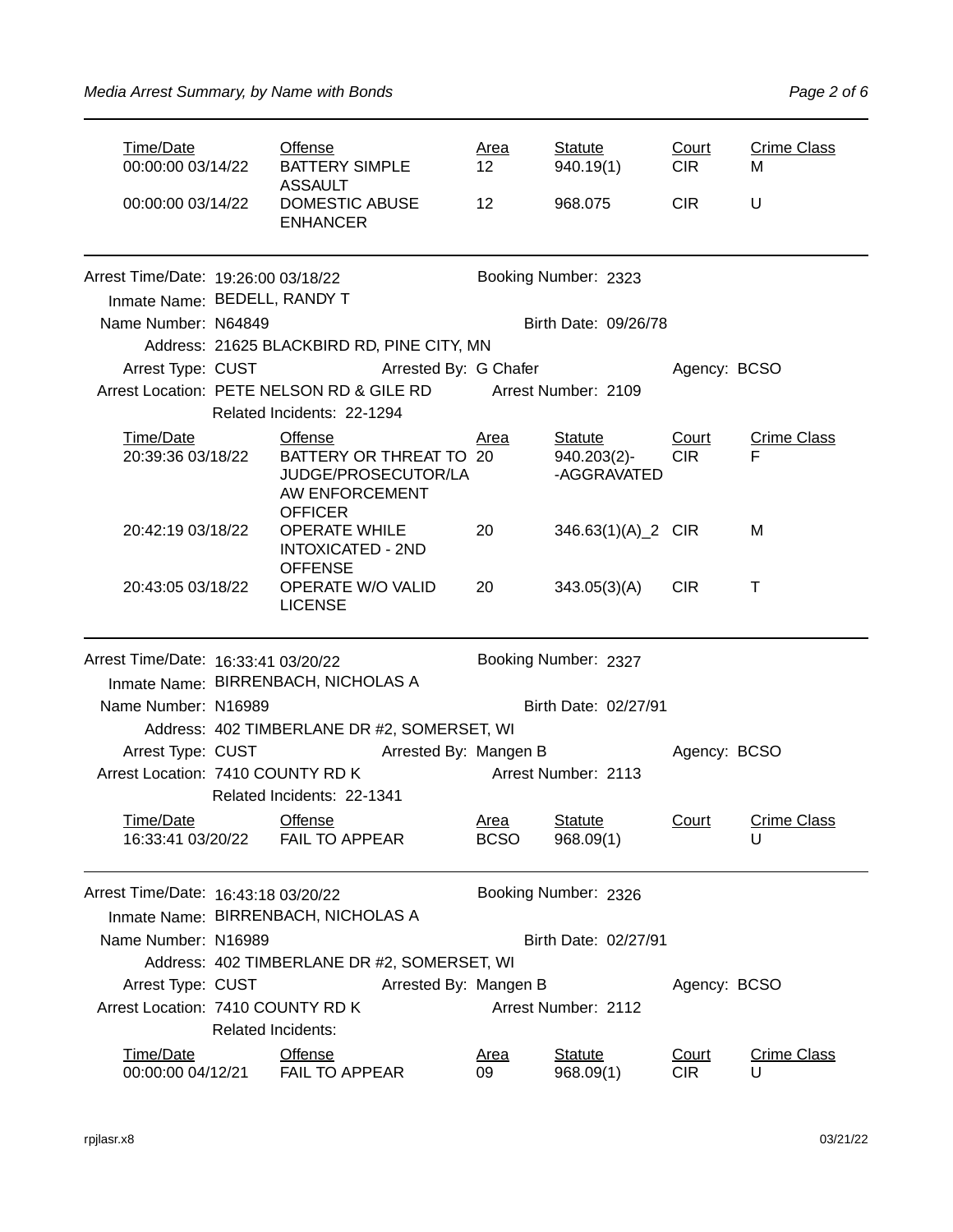| Time/Date | Offense | Area | Statute | Court | Crime Class |
|---|---|---|---|---|---|
| 00:00:00 03/14/22 | BATTERY SIMPLE ASSAULT | 12 | 940.19(1) | CIR | M |
| 00:00:00 03/14/22 | DOMESTIC ABUSE ENHANCER | 12 | 968.075 | CIR | U |

---

Arrest Time/Date: 19:26:00 03/18/22 Booking Number: 2323
Inmate Name: BEDELL, RANDY T
Name Number: N64849 Birth Date: 09/26/78
Address: 21625 BLACKBIRD RD, PINE CITY, MN
Arrest Type: CUST Arrested By: G Chafer Agency: BCSO
Arrest Location: PETE NELSON RD & GILE RD Arrest Number: 2109
Related Incidents: 22-1294

| Time/Date | Offense | Area | Statute | Court | Crime Class |
|---|---|---|---|---|---|
| 20:39:36 03/18/22 | BATTERY OR THREAT TO JUDGE/PROSECUTOR/LAW ENFORCEMENT OFFICER | 20 | 940.203(2)--AGGRAVATED | CIR | F |
| 20:42:19 03/18/22 | OPERATE WHILE INTOXICATED - 2ND OFFENSE | 20 | 346.63(1)(A)_2 | CIR | M |
| 20:43:05 03/18/22 | OPERATE W/O VALID LICENSE | 20 | 343.05(3)(A) | CIR | T |

---

Arrest Time/Date: 16:33:41 03/20/22 Booking Number: 2327
Inmate Name: BIRRENBACH, NICHOLAS A
Name Number: N16989 Birth Date: 02/27/91
Address: 402 TIMBERLANE DR #2, SOMERSET, WI
Arrest Type: CUST Arrested By: Mangen B Agency: BCSO
Arrest Location: 7410 COUNTY RD K Arrest Number: 2113
Related Incidents: 22-1341

| Time/Date | Offense | Area | Statute | Court | Crime Class |
|---|---|---|---|---|---|
| 16:33:41 03/20/22 | FAIL TO APPEAR | BCSO | 968.09(1) | | U |

---

Arrest Time/Date: 16:43:18 03/20/22 Booking Number: 2326
Inmate Name: BIRRENBACH, NICHOLAS A
Name Number: N16989 Birth Date: 02/27/91
Address: 402 TIMBERLANE DR #2, SOMERSET, WI
Arrest Type: CUST Arrested By: Mangen B Agency: BCSO
Arrest Location: 7410 COUNTY RD K Arrest Number: 2112
Related Incidents:

| Time/Date | Offense | Area | Statute | Court | Crime Class |
|---|---|---|---|---|---|
| 00:00:00 04/12/21 | FAIL TO APPEAR | 09 | 968.09(1) | CIR | U |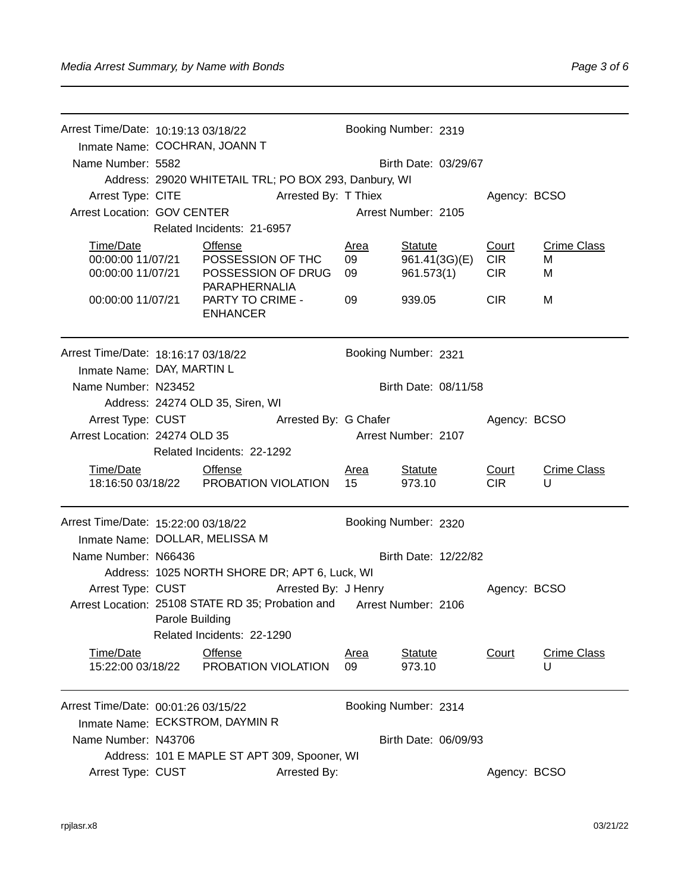Arrest Time/Date: 10:19:13 03/18/22 Booking Number: 2319
Inmate Name: COCHRAN, JOANN T
Name Number: 5582 Birth Date: 03/29/67
Address: 29020 WHITETAIL TRL; PO BOX 293, Danbury, WI
Arrest Type: CITE Arrested By: T Thiex Agency: BCSO
Arrest Location: GOV CENTER Arrest Number: 2105
Related Incidents: 21-6957

| Time/Date | Offense | Area | Statute | Court | Crime Class |
|---|---|---|---|---|---|
| 00:00:00 11/07/21 | POSSESSION OF THC | 09 | 961.41(3G)(E) | CIR | M |
| 00:00:00 11/07/21 | POSSESSION OF DRUG PARAPHERNALIA | 09 | 961.573(1) | CIR | M |
| 00:00:00 11/07/21 | PARTY TO CRIME - ENHANCER | 09 | 939.05 | CIR | M |

---

Arrest Time/Date: 18:16:17 03/18/22 Booking Number: 2321
Inmate Name: DAY, MARTIN L
Name Number: N23452 Birth Date: 08/11/58
Address: 24274 OLD 35, Siren, WI
Arrest Type: CUST Arrested By: G Chafer Agency: BCSO
Arrest Location: 24274 OLD 35 Arrest Number: 2107
Related Incidents: 22-1292

| Time/Date | Offense | Area | Statute | Court | Crime Class |
|---|---|---|---|---|---|
| 18:16:50 03/18/22 | PROBATION VIOLATION | 15 | 973.10 | CIR | U |

---

Arrest Time/Date: 15:22:00 03/18/22 Booking Number: 2320
Inmate Name: DOLLAR, MELISSA M
Name Number: N66436 Birth Date: 12/22/82
Address: 1025 NORTH SHORE DR; APT 6, Luck, WI
Arrest Type: CUST Arrested By: J Henry Agency: BCSO
Arrest Location: 25108 STATE RD 35; Probation and Parole Building Arrest Number: 2106
Related Incidents: 22-1290

| Time/Date | Offense | Area | Statute | Court | Crime Class |
|---|---|---|---|---|---|
| 15:22:00 03/18/22 | PROBATION VIOLATION | 09 | 973.10 | | U |

---

Arrest Time/Date: 00:01:26 03/15/22 Booking Number: 2314
Inmate Name: ECKSTROM, DAYMIN R
Name Number: N43706 Birth Date: 06/09/93
Address: 101 E MAPLE ST APT 309, Spooner, WI
Arrest Type: CUST Arrested By: Agency: BCSO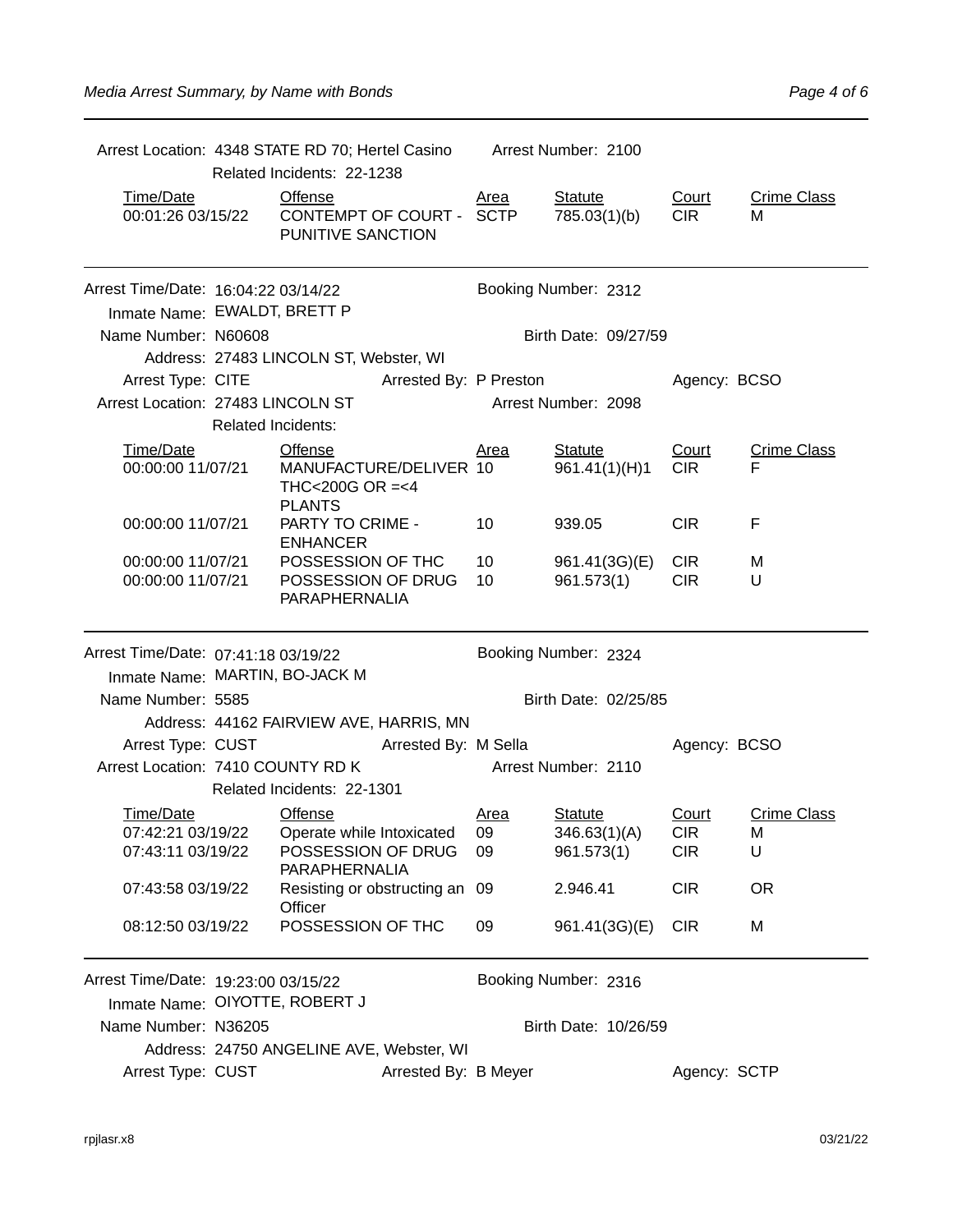Arrest Location: 4348 STATE RD 70; Hertel Casino    Arrest Number: 2100

Related Incidents: 22-1238

| Time/Date | Offense | Area | Statute | Court | Crime Class |
|---|---|---|---|---|---|
| 00:01:26 03/15/22 | CONTEMPT OF COURT - PUNITIVE SANCTION | SCTP | 785.03(1)(b) | CIR | M |

---

Arrest Time/Date: 16:04:22 03/14/22    Booking Number: 2312

Inmate Name: EWALDT, BRETT P

Name Number: N60608    Birth Date: 09/27/59

Address: 27483 LINCOLN ST, Webster, WI

Arrest Type: CITE    Arrested By: P Preston    Agency: BCSO

Arrest Location: 27483 LINCOLN ST    Arrest Number: 2098

Related Incidents:

| Time/Date | Offense | Area | Statute | Court | Crime Class |
|---|---|---|---|---|---|
| 00:00:00 11/07/21 | MANUFACTURE/DELIVER THC<200G OR =<4 PLANTS | 10 | 961.41(1)(H)1 | CIR | F |
| 00:00:00 11/07/21 | PARTY TO CRIME - ENHANCER | 10 | 939.05 | CIR | F |
| 00:00:00 11/07/21 | POSSESSION OF THC | 10 | 961.41(3G)(E) | CIR | M |
| 00:00:00 11/07/21 | POSSESSION OF DRUG PARAPHERNALIA | 10 | 961.573(1) | CIR | U |

---

Arrest Time/Date: 07:41:18 03/19/22    Booking Number: 2324

Inmate Name: MARTIN, BO-JACK M

Name Number: 5585    Birth Date: 02/25/85

Address: 44162 FAIRVIEW AVE, HARRIS, MN

Arrest Type: CUST    Arrested By: M Sella    Agency: BCSO

Arrest Location: 7410 COUNTY RD K    Arrest Number: 2110

Related Incidents: 22-1301

| Time/Date | Offense | Area | Statute | Court | Crime Class |
|---|---|---|---|---|---|
| 07:42:21 03/19/22 | Operate while Intoxicated | 09 | 346.63(1)(A) | CIR | M |
| 07:43:11 03/19/22 | POSSESSION OF DRUG PARAPHERNALIA | 09 | 961.573(1) | CIR | U |
| 07:43:58 03/19/22 | Resisting or obstructing an Officer | 09 | 2.946.41 | CIR | OR |
| 08:12:50 03/19/22 | POSSESSION OF THC | 09 | 961.41(3G)(E) | CIR | M |

---

Arrest Time/Date: 19:23:00 03/15/22    Booking Number: 2316

Inmate Name: OIYOTTE, ROBERT J

Name Number: N36205    Birth Date: 10/26/59

Address: 24750 ANGELINE AVE, Webster, WI

Arrest Type: CUST    Arrested By: B Meyer    Agency: SCTP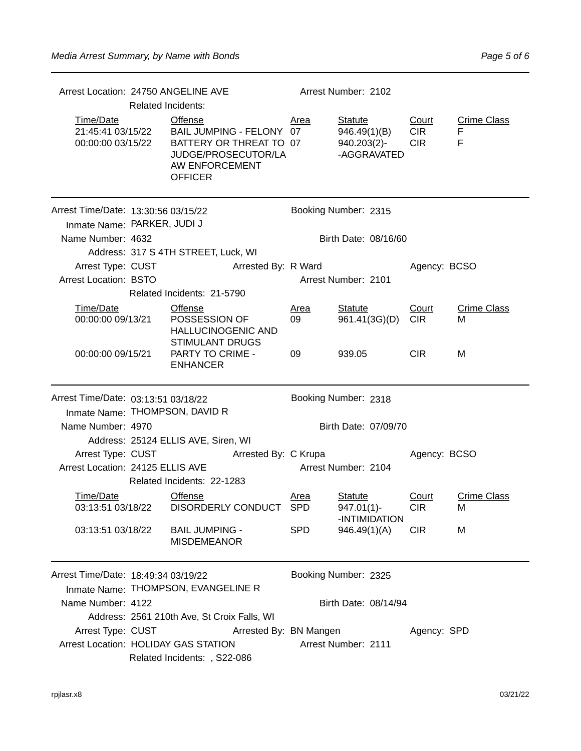Arrest Location: 24750 ANGELINE AVE &nbsp;&nbsp;&nbsp;&nbsp; Arrest Number: 2102

Related Incidents:

| Time/Date | Offense | Area | Statute | Court | Crime Class |
|---|---|---|---|---|---|
| 21:45:41 03/15/22 | BAIL JUMPING - FELONY | 07 | 946.49(1)(B) | CIR | F |
| 00:00:00 03/15/22 | BATTERY OR THREAT TO JUDGE/PROSECUTOR/LAW ENFORCEMENT OFFICER | 07 | 940.203(2)--AGGRAVATED | CIR | F |

---

Arrest Time/Date: 13:30:56 03/15/22 &nbsp;&nbsp;&nbsp;&nbsp; Booking Number: 2315

Inmate Name: PARKER, JUDI J

Name Number: 4632 &nbsp;&nbsp;&nbsp;&nbsp; Birth Date: 08/16/60

Address: 317 S 4TH STREET, Luck, WI

Arrest Type: CUST &nbsp;&nbsp;&nbsp;&nbsp; Arrested By: R Ward &nbsp;&nbsp;&nbsp;&nbsp; Agency: BCSO

Arrest Location: BSTO &nbsp;&nbsp;&nbsp;&nbsp; Arrest Number: 2101

Related Incidents: 21-5790

| Time/Date | Offense | Area | Statute | Court | Crime Class |
|---|---|---|---|---|---|
| 00:00:00 09/13/21 | POSSESSION OF HALLUCINOGENIC AND STIMULANT DRUGS | 09 | 961.41(3G)(D) | CIR | M |
| 00:00:00 09/15/21 | PARTY TO CRIME - ENHANCER | 09 | 939.05 | CIR | M |

---

Arrest Time/Date: 03:13:51 03/18/22 &nbsp;&nbsp;&nbsp;&nbsp; Booking Number: 2318

Inmate Name: THOMPSON, DAVID R

Name Number: 4970 &nbsp;&nbsp;&nbsp;&nbsp; Birth Date: 07/09/70

Address: 25124 ELLIS AVE, Siren, WI

Arrest Type: CUST &nbsp;&nbsp;&nbsp;&nbsp; Arrested By: C Krupa &nbsp;&nbsp;&nbsp;&nbsp; Agency: BCSO

Arrest Location: 24125 ELLIS AVE &nbsp;&nbsp;&nbsp;&nbsp; Arrest Number: 2104

Related Incidents: 22-1283

| Time/Date | Offense | Area | Statute | Court | Crime Class |
|---|---|---|---|---|---|
| 03:13:51 03/18/22 | DISORDERLY CONDUCT | SPD | 947.01(1)--INTIMIDATION | CIR | M |
| 03:13:51 03/18/22 | BAIL JUMPING - MISDEMEANOR | SPD | 946.49(1)(A) | CIR | M |

---

Arrest Time/Date: 18:49:34 03/19/22 &nbsp;&nbsp;&nbsp;&nbsp; Booking Number: 2325

Inmate Name: THOMPSON, EVANGELINE R

Name Number: 4122 &nbsp;&nbsp;&nbsp;&nbsp; Birth Date: 08/14/94

Address: 2561 210th Ave, St Croix Falls, WI

Arrest Type: CUST &nbsp;&nbsp;&nbsp;&nbsp; Arrested By: BN Mangen &nbsp;&nbsp;&nbsp;&nbsp; Agency: SPD

Arrest Location: HOLIDAY GAS STATION &nbsp;&nbsp;&nbsp;&nbsp; Arrest Number: 2111

Related Incidents: , S22-086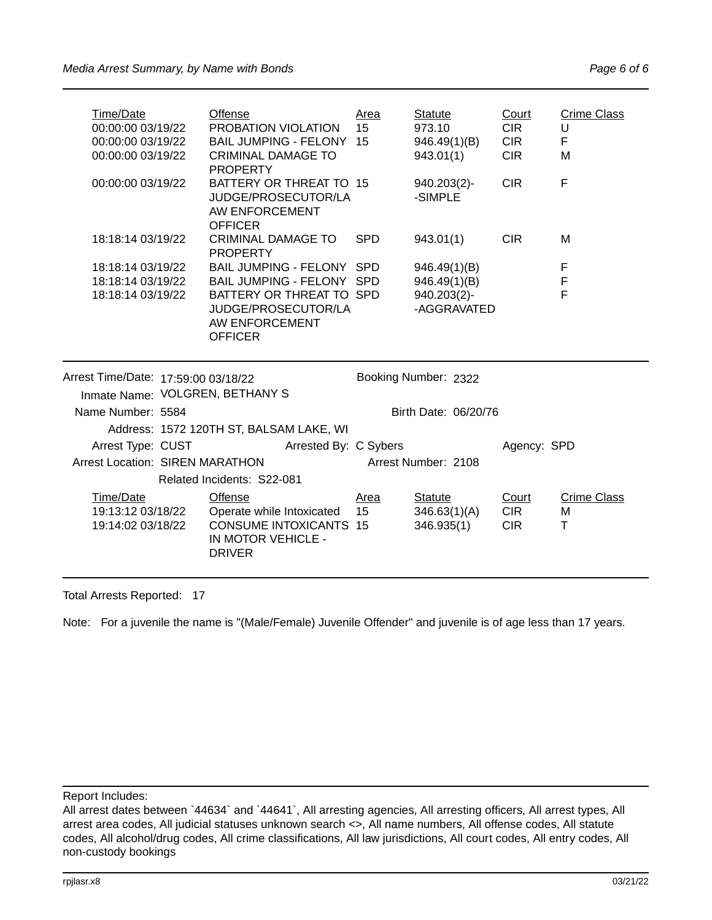| Time/Date | Offense | Area | Statute | Court | Crime Class |
|---|---|---|---|---|---|
| 00:00:00 03/19/22 | PROBATION VIOLATION | 15 | 973.10 | CIR | U |
| 00:00:00 03/19/22 | BAIL JUMPING - FELONY | 15 | 946.49(1)(B) | CIR | F |
| 00:00:00 03/19/22 | CRIMINAL DAMAGE TO PROPERTY | | 943.01(1) | CIR | M |
| 00:00:00 03/19/22 | BATTERY OR THREAT TO JUDGE/PROSECUTOR/LAW ENFORCEMENT OFFICER | 15 | 940.203(2)--SIMPLE | CIR | F |
| 18:18:14 03/19/22 | CRIMINAL DAMAGE TO PROPERTY | SPD | 943.01(1) | CIR | M |
| 18:18:14 03/19/22 | BAIL JUMPING - FELONY | SPD | 946.49(1)(B) | | F |
| 18:18:14 03/19/22 | BAIL JUMPING - FELONY | SPD | 946.49(1)(B) | | F |
| 18:18:14 03/19/22 | BATTERY OR THREAT TO JUDGE/PROSECUTOR/LAW ENFORCEMENT OFFICER | SPD | 940.203(2)--AGGRAVATED | | F |

---

Arrest Time/Date: 17:59:00 03/18/22 Booking Number: 2322

Inmate Name: VOLGREN, BETHANY S

Name Number: 5584 Birth Date: 06/20/76

Address: 1572 120TH ST, BALSAM LAKE, WI

Arrest Type: CUST Arrested By: C Sybers Agency: SPD

Arrest Location: SIREN MARATHON Arrest Number: 2108

Related Incidents: S22-081

| Time/Date | Offense | Area | Statute | Court | Crime Class |
|---|---|---|---|---|---|
| 19:13:12 03/18/22 | Operate while Intoxicated | 15 | 346.63(1)(A) | CIR | M |
| 19:14:02 03/18/22 | CONSUME INTOXICANTS IN MOTOR VEHICLE - DRIVER | 15 | 346.935(1) | CIR | T |

---

Total Arrests Reported: 17

Note: For a juvenile the name is "(Male/Female) Juvenile Offender" and juvenile is of age less than 17 years.

Report Includes:

All arrest dates between `44634` and `44641`, All arresting agencies, All arresting officers, All arrest types, All arrest area codes, All judicial statuses unknown search <>, All name numbers, All offense codes, All statute codes, All alcohol/drug codes, All crime classifications, All law jurisdictions, All court codes, All entry codes, All non-custody bookings

rpjlasr.x8 03/21/22